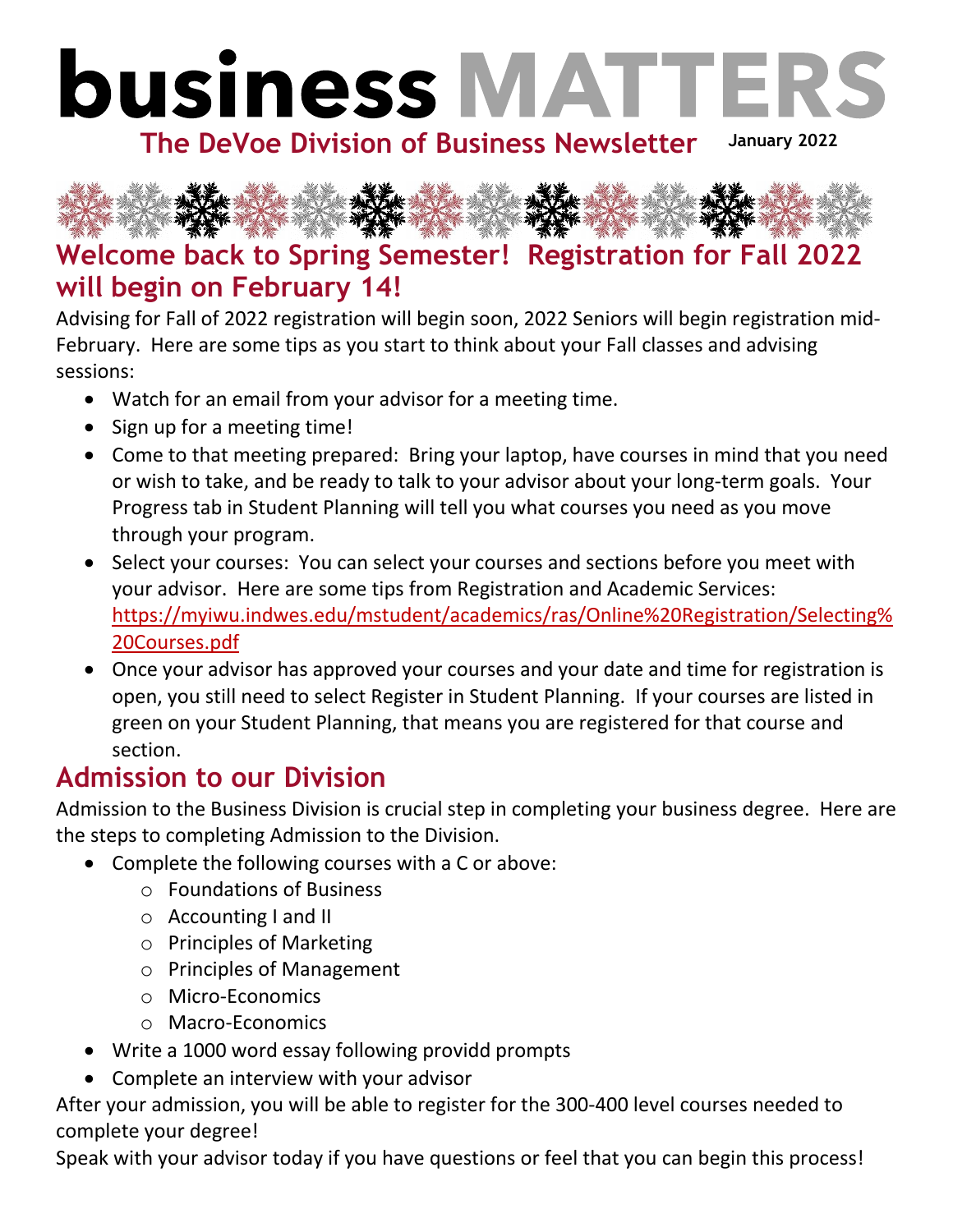# business MATTERS

**The DeVoe Division of Business Newsletter** **January 2022**

## Welcome back to Spring Semester! Registration for Fall 2022 will begin on February 14!

Advising for Fall of 2022 registration will begin soon, 2022 Seniors will begin registration mid-February. Here are some tips as you start to think about your Fall classes and advising sessions:

- Watch for an email from your advisor for a meeting time.
- Sign up for a meeting time!
- Come to that meeting prepared: Bring your laptop, have courses in mind that you need or wish to take, and be ready to talk to your advisor about your long-term goals. Your Progress tab in Student Planning will tell you what courses you need as you move through your program.
- Select your courses: You can select your courses and sections before you meet with your advisor. Here are some tips from Registration and Academic Services: https://myiwu.indwes.edu/mstudent/academics/ras/Online%20Registration/Selecting%20Courses.pdf
- Once your advisor has approved your courses and your date and time for registration is open, you still need to select Register in Student Planning. If your courses are listed in green on your Student Planning, that means you are registered for that course and section.

## Admission to our Division

Admission to the Business Division is crucial step in completing your business degree. Here are the steps to completing Admission to the Division.

- Complete the following courses with a C or above:
  - Foundations of Business
  - Accounting I and II
  - Principles of Marketing
  - Principles of Management
  - Micro-Economics
  - Macro-Economics
- Write a 1000 word essay following providd prompts
- Complete an interview with your advisor

After your admission, you will be able to register for the 300-400 level courses needed to complete your degree!

Speak with your advisor today if you have questions or feel that you can begin this process!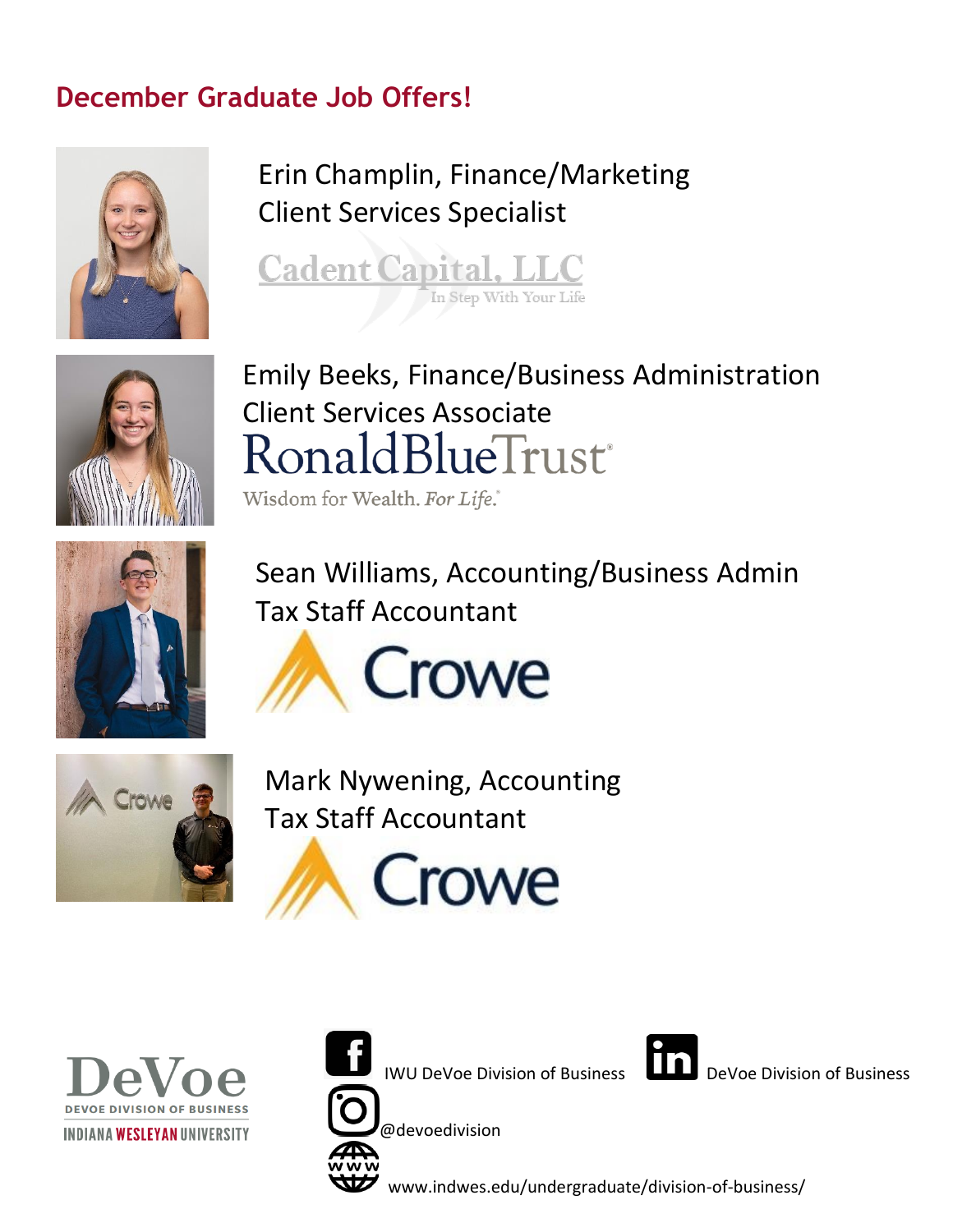## December Graduate Job Offers!

Erin Champlin, Finance/Marketing
Client Services Specialist

Cadent Capital, LLC
In Step With Your Life

Emily Beeks, Finance/Business Administration
Client Services Associate

RonaldBlueTrust
Wisdom for Wealth. *For Life.*

Sean Williams, Accounting/Business Admin
Tax Staff Accountant

Crowe

Mark Nywening, Accounting
Tax Staff Accountant

Crowe

DeVoe
DEVOE DIVISION OF BUSINESS
INDIANA WESLEYAN UNIVERSITY

IWU DeVoe Division of Business

DeVoe Division of Business

@devoedivision

www.indwes.edu/undergraduate/division-of-business/